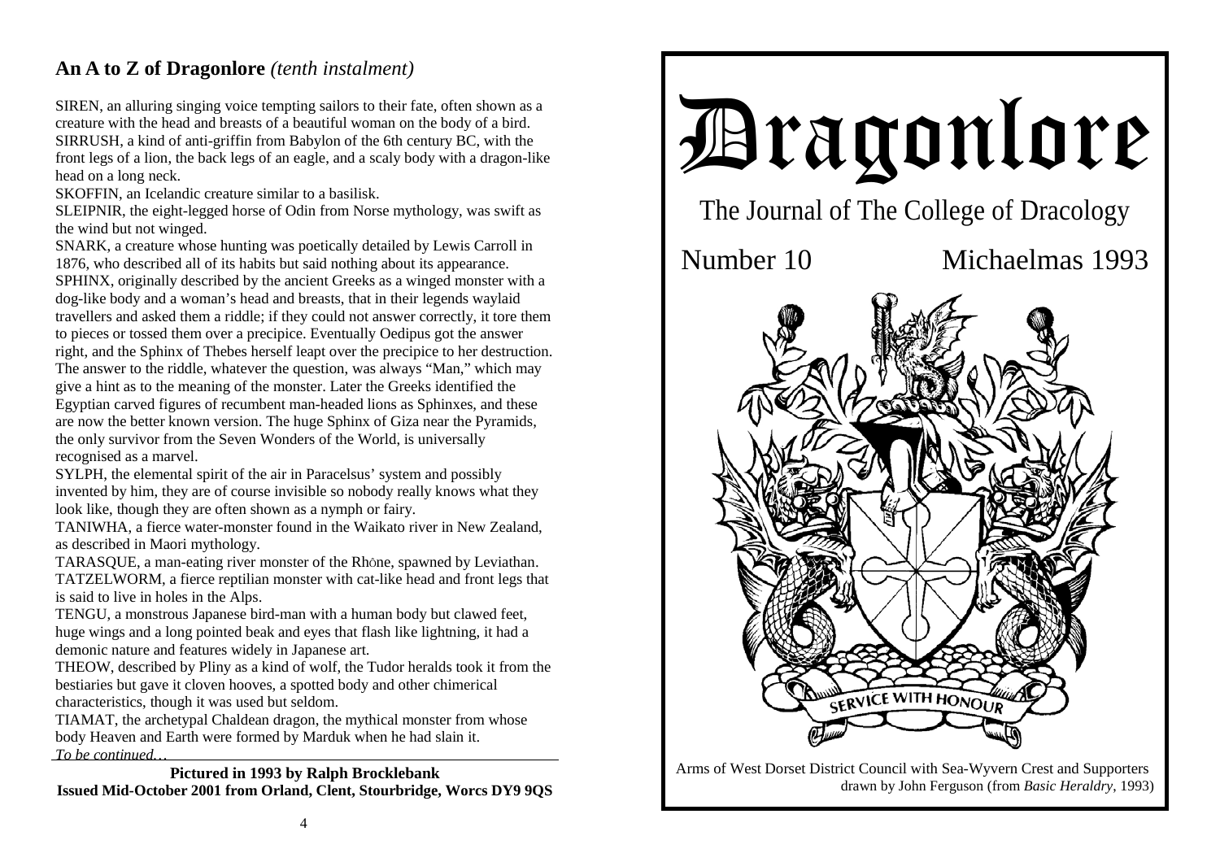## An A to Z of Dragonlore *(tenth instalment)*

SIREN, an alluring singing voice tempting sailors to their fate, often shown as a creature with the head and breasts of a beautiful woman on the body of a bird.
SIRRUSH, a kind of anti-griffin from Babylon of the 6th century BC, with the front legs of a lion, the back legs of an eagle, and a scaly body with a dragon-like head on a long neck.
SKOFFIN, an Icelandic creature similar to a basilisk.
SLEIPNIR, the eight-legged horse of Odin from Norse mythology, was swift as the wind but not winged.
SNARK, a creature whose hunting was poetically detailed by Lewis Carroll in 1876, who described all of its habits but said nothing about its appearance.
SPHINX, originally described by the ancient Greeks as a winged monster with a dog-like body and a woman's head and breasts, that in their legends waylaid travellers and asked them a riddle; if they could not answer correctly, it tore them to pieces or tossed them over a precipice. Eventually Oedipus got the answer right, and the Sphinx of Thebes herself leapt over the precipice to her destruction. The answer to the riddle, whatever the question, was always "Man," which may give a hint as to the meaning of the monster. Later the Greeks identified the Egyptian carved figures of recumbent man-headed lions as Sphinxes, and these are now the better known version. The huge Sphinx of Giza near the Pyramids, the only survivor from the Seven Wonders of the World, is universally recognised as a marvel.
SYLPH, the elemental spirit of the air in Paracelsus' system and possibly invented by him, they are of course invisible so nobody really knows what they look like, though they are often shown as a nymph or fairy.
TANIWHA, a fierce water-monster found in the Waikato river in New Zealand, as described in Maori mythology.
TARASQUE, a man-eating river monster of the Rhône, spawned by Leviathan.
TATZELWORM, a fierce reptilian monster with cat-like head and front legs that is said to live in holes in the Alps.
TENGU, a monstrous Japanese bird-man with a human body but clawed feet, huge wings and a long pointed beak and eyes that flash like lightning, it had a demonic nature and features widely in Japanese art.
THEOW, described by Pliny as a kind of wolf, the Tudor heralds took it from the bestiaries but gave it cloven hooves, a spotted body and other chimerical characteristics, though it was used but seldom.
TIAMAT, the archetypal Chaldean dragon, the mythical monster from whose body Heaven and Earth were formed by Marduk when he had slain it.
*To be continued…*

**Pictured in 1993 by Ralph Brocklebank**
**Issued Mid-October 2001 from Orland, Clent, Stourbridge, Worcs DY9 9QS**

# Dragonlore

The Journal of The College of Dracology

Number 10 — Michaelmas 1993

SERVICE WITH HONOUR

Arms of West Dorset District Council with Sea-Wyvern Crest and Supporters drawn by John Ferguson (from *Basic Heraldry*, 1993)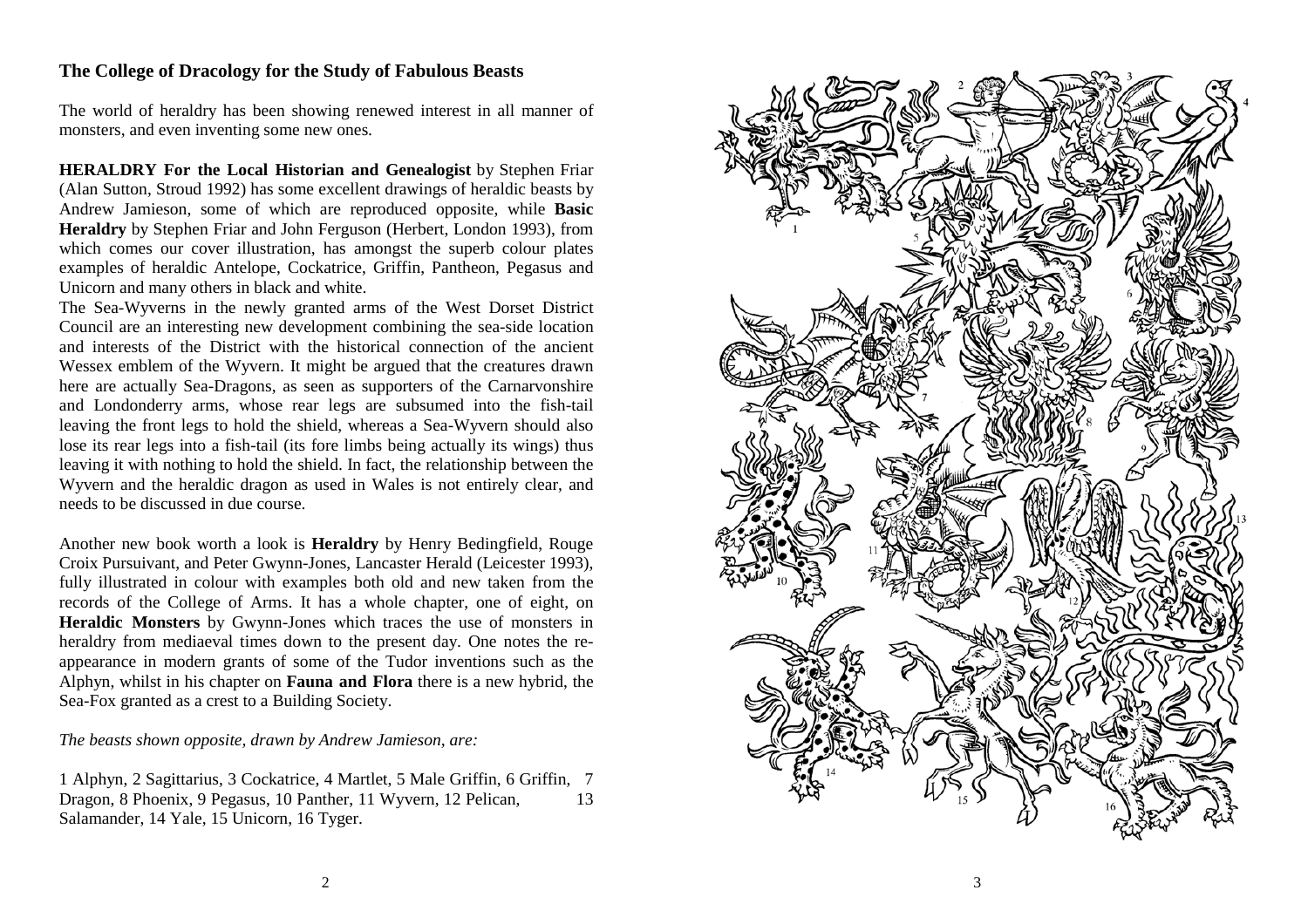## The College of Dracology for the Study of Fabulous Beasts

The world of heraldry has been showing renewed interest in all manner of monsters, and even inventing some new ones.

**HERALDRY For the Local Historian and Genealogist** by Stephen Friar (Alan Sutton, Stroud 1992) has some excellent drawings of heraldic beasts by Andrew Jamieson, some of which are reproduced opposite, while **Basic Heraldry** by Stephen Friar and John Ferguson (Herbert, London 1993), from which comes our cover illustration, has amongst the superb colour plates examples of heraldic Antelope, Cockatrice, Griffin, Pantheon, Pegasus and Unicorn and many others in black and white.

The Sea-Wyverns in the newly granted arms of the West Dorset District Council are an interesting new development combining the sea-side location and interests of the District with the historical connection of the ancient Wessex emblem of the Wyvern. It might be argued that the creatures drawn here are actually Sea-Dragons, as seen as supporters of the Carnarvonshire and Londonderry arms, whose rear legs are subsumed into the fish-tail leaving the front legs to hold the shield, whereas a Sea-Wyvern should also lose its rear legs into a fish-tail (its fore limbs being actually its wings) thus leaving it with nothing to hold the shield. In fact, the relationship between the Wyvern and the heraldic dragon as used in Wales is not entirely clear, and needs to be discussed in due course.

Another new book worth a look is **Heraldry** by Henry Bedingfield, Rouge Croix Pursuivant, and Peter Gwynn-Jones, Lancaster Herald (Leicester 1993), fully illustrated in colour with examples both old and new taken from the records of the College of Arms. It has a whole chapter, one of eight, on **Heraldic Monsters** by Gwynn-Jones which traces the use of monsters in heraldry from mediaeval times down to the present day. One notes the re-appearance in modern grants of some of the Tudor inventions such as the Alphyn, whilst in his chapter on **Fauna and Flora** there is a new hybrid, the Sea-Fox granted as a crest to a Building Society.

*The beasts shown opposite, drawn by Andrew Jamieson, are:*

1 Alphyn, 2 Sagittarius, 3 Cockatrice, 4 Martlet, 5 Male Griffin, 6 Griffin, 7 Dragon, 8 Phoenix, 9 Pegasus, 10 Panther, 11 Wyvern, 12 Pelican, 13 Salamander, 14 Yale, 15 Unicorn, 16 Tyger.

1

2

3

4

5

6

7

8

9

10

11

12

13

14

15

16